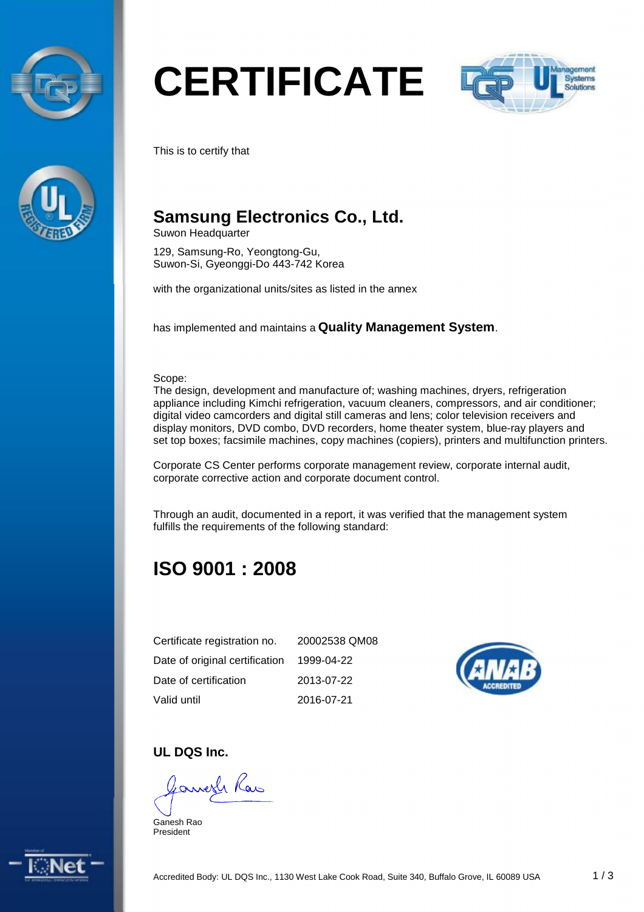# CERTIFICATE

This is to certify that

## Samsung Electronics Co., Ltd.

Suwon Headquarter

129, Samsung-Ro, Yeongtong-Gu,
Suwon-Si, Gyeonggi-Do 443-742 Korea

with the organizational units/sites as listed in the annex

has implemented and maintains a **Quality Management System**.

Scope:
The design, development and manufacture of; washing machines, dryers, refrigeration appliance including Kimchi refrigeration, vacuum cleaners, compressors, and air conditioner; digital video camcorders and digital still cameras and lens; color television receivers and display monitors, DVD combo, DVD recorders, home theater system, blue-ray players and set top boxes; facsimile machines, copy machines (copiers), printers and multifunction printers.

Corporate CS Center performs corporate management review, corporate internal audit, corporate corrective action and corporate document control.

Through an audit, documented in a report, it was verified that the management system fulfills the requirements of the following standard:

## ISO 9001 : 2008

| | |
|---|---|
| Certificate registration no. | 20002538 QM08 |
| Date of original certification | 1999-04-22 |
| Date of certification | 2013-07-22 |
| Valid until | 2016-07-21 |

**UL DQS Inc.**

Ganesh Rao
President

Accredited Body: UL DQS Inc., 1130 West Lake Cook Road, Suite 340, Buffalo Grove, IL 60089 USA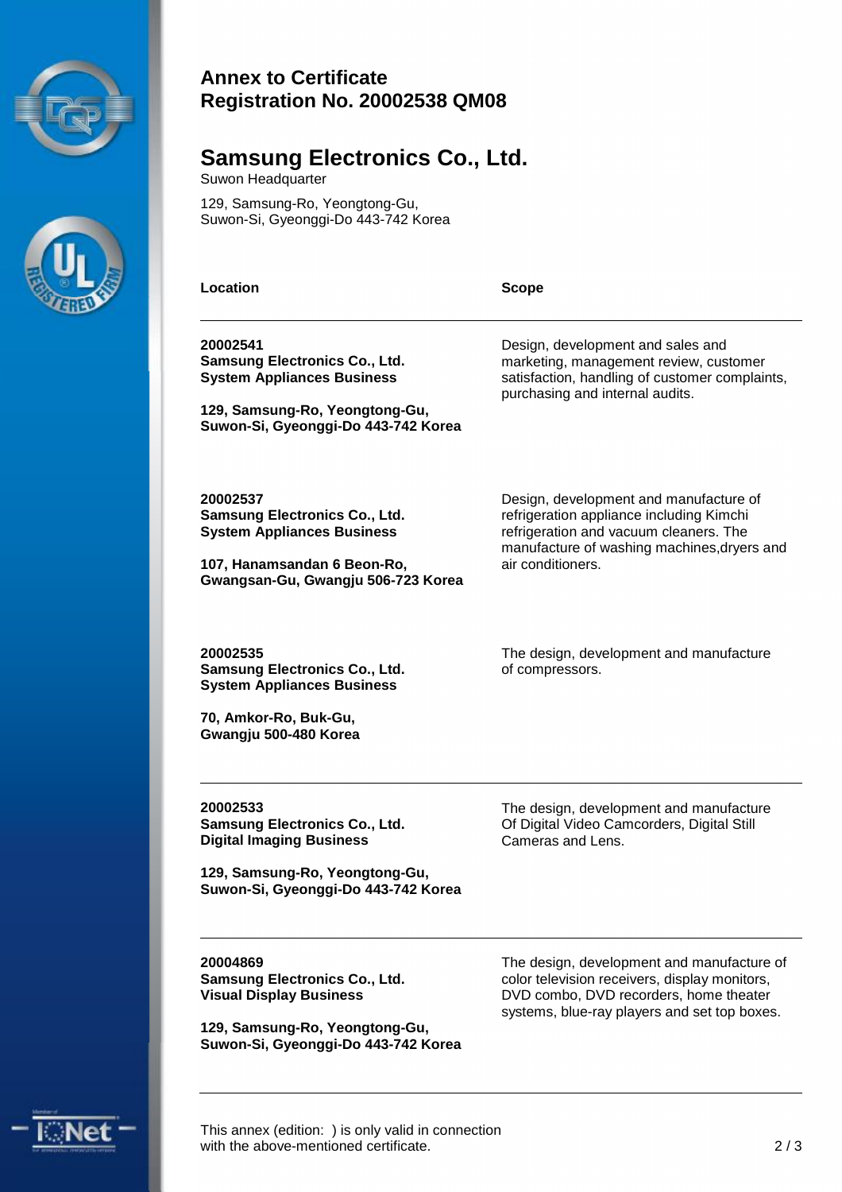## Annex to Certificate
## Registration No. 20002538 QM08

# Samsung Electronics Co., Ltd.

Suwon Headquarter

129, Samsung-Ro, Yeongtong-Gu,
Suwon-Si, Gyeonggi-Do 443-742 Korea

| Location | Scope |
| --- | --- |
| **20002541**<br>**Samsung Electronics Co., Ltd.**<br>**System Appliances Business**<br><br>**129, Samsung-Ro, Yeongtong-Gu,**<br>**Suwon-Si, Gyeonggi-Do 443-742 Korea** | Design, development and sales and marketing, management review, customer satisfaction, handling of customer complaints, purchasing and internal audits. |
| **20002537**<br>**Samsung Electronics Co., Ltd.**<br>**System Appliances Business**<br><br>**107, Hanamsandan 6 Beon-Ro,**<br>**Gwangsan-Gu, Gwangju 506-723 Korea** | Design, development and manufacture of refrigeration appliance including Kimchi refrigeration and vacuum cleaners. The manufacture of washing machines,dryers and air conditioners. |
| **20002535**<br>**Samsung Electronics Co., Ltd.**<br>**System Appliances Business**<br><br>**70, Amkor-Ro, Buk-Gu,**<br>**Gwangju 500-480 Korea** | The design, development and manufacture of compressors. |
| **20002533**<br>**Samsung Electronics Co., Ltd.**<br>**Digital Imaging Business**<br><br>**129, Samsung-Ro, Yeongtong-Gu,**<br>**Suwon-Si, Gyeonggi-Do 443-742 Korea** | The design, development and manufacture Of Digital Video Camcorders, Digital Still Cameras and Lens. |
| **20004869**<br>**Samsung Electronics Co., Ltd.**<br>**Visual Display Business**<br><br>**129, Samsung-Ro, Yeongtong-Gu,**<br>**Suwon-Si, Gyeonggi-Do 443-742 Korea** | The design, development and manufacture of color television receivers, display monitors, DVD combo, DVD recorders, home theater systems, blue-ray players and set top boxes. |

This annex (edition: ) is only valid in connection with the above-mentioned certificate.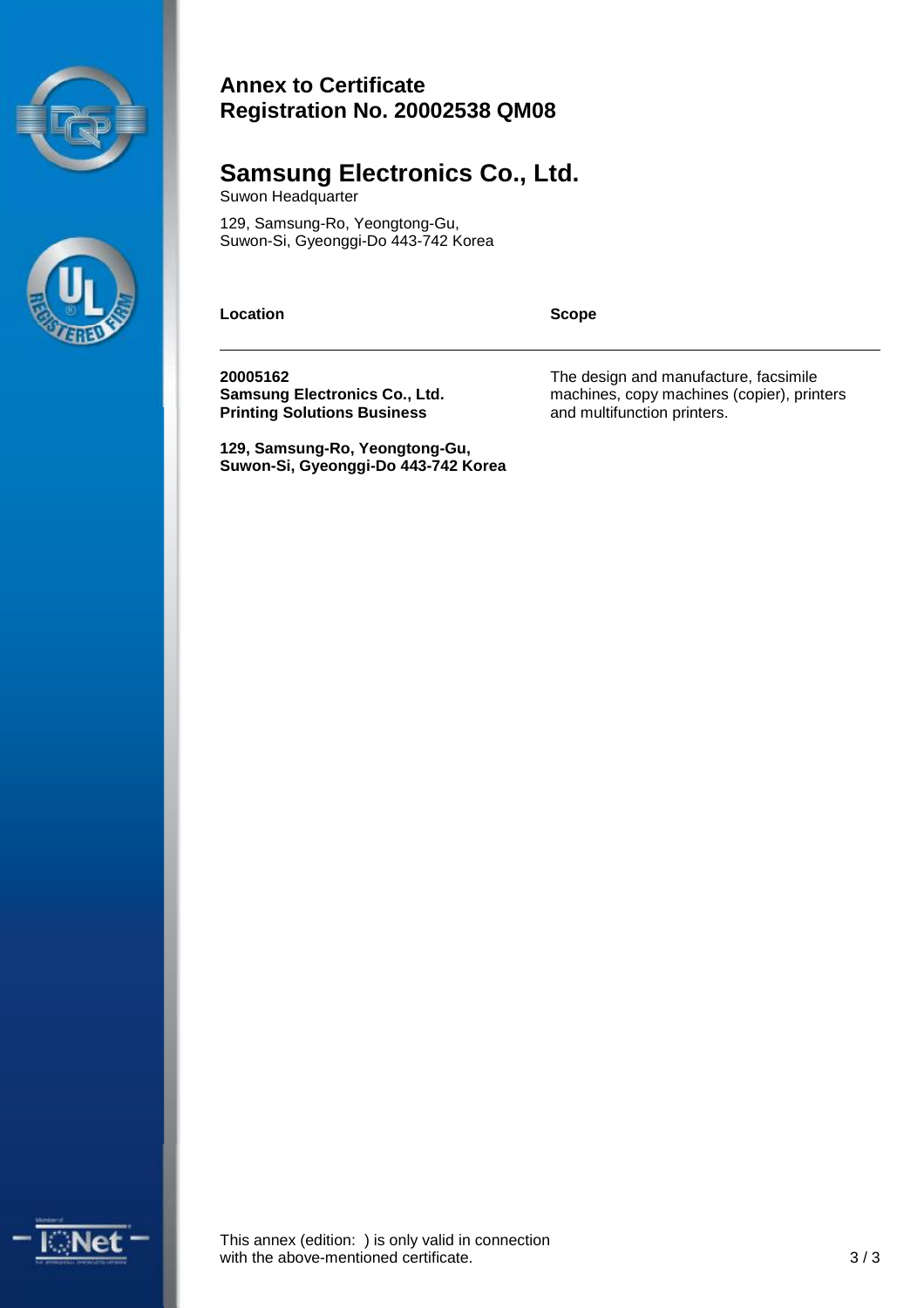# Annex to Certificate
# Registration No. 20002538 QM08

## Samsung Electronics Co., Ltd.

Suwon Headquarter

129, Samsung-Ro, Yeongtong-Gu,
Suwon-Si, Gyeonggi-Do 443-742 Korea

| Location | Scope |
|---|---|
| **20005162**<br>**Samsung Electronics Co., Ltd.**<br>**Printing Solutions Business**<br><br>**129, Samsung-Ro, Yeongtong-Gu,**<br>**Suwon-Si, Gyeonggi-Do 443-742 Korea** | The design and manufacture, facsimile machines, copy machines (copier), printers and multifunction printers. |

This annex (edition: ) is only valid in connection with the above-mentioned certificate.